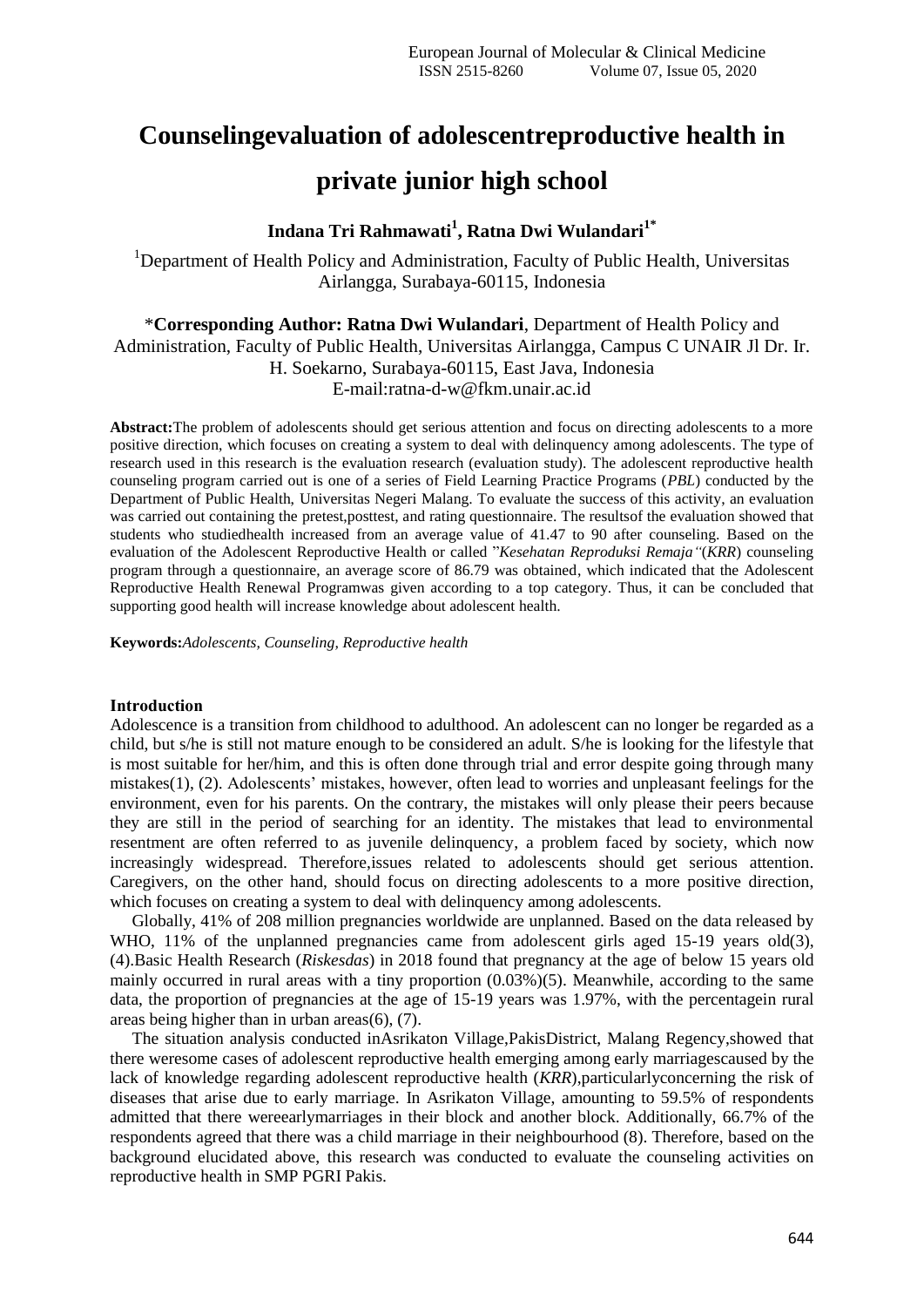# Counselingevaluation of adolescentreproductive health in private junior high school

**Indana Tri Rahmawati[1], Ratna Dwi Wulandari[1*]**

[1]Department of Health Policy and Administration, Faculty of Public Health, Universitas Airlangga, Surabaya-60115, Indonesia

*__Corresponding Author: Ratna Dwi Wulandari__, Department of Health Policy and Administration, Faculty of Public Health, Universitas Airlangga, Campus C UNAIR Jl Dr. Ir. H. Soekarno, Surabaya-60115, East Java, Indonesia
E-mail:ratna-d-w@fkm.unair.ac.id

**Abstract:**The problem of adolescents should get serious attention and focus on directing adolescents to a more positive direction, which focuses on creating a system to deal with delinquency among adolescents. The type of research used in this research is the evaluation research (evaluation study). The adolescent reproductive health counseling program carried out is one of a series of Field Learning Practice Programs (*PBL*) conducted by the Department of Public Health, Universitas Negeri Malang. To evaluate the success of this activity, an evaluation was carried out containing the pretest,posttest, and rating questionnaire. The resultsof the evaluation showed that students who studiedhealth increased from an average value of 41.47 to 90 after counseling. Based on the evaluation of the Adolescent Reproductive Health or called "*Kesehatan Reproduksi Remaja"*(*KRR*) counseling program through a questionnaire, an average score of 86.79 was obtained, which indicated that the Adolescent Reproductive Health Renewal Programwas given according to a top category. Thus, it can be concluded that supporting good health will increase knowledge about adolescent health.

**Keywords:***Adolescents, Counseling, Reproductive health*

## Introduction

Adolescence is a transition from childhood to adulthood. An adolescent can no longer be regarded as a child, but s/he is still not mature enough to be considered an adult. S/he is looking for the lifestyle that is most suitable for her/him, and this is often done through trial and error despite going through many mistakes(1), (2). Adolescents' mistakes, however, often lead to worries and unpleasant feelings for the environment, even for his parents. On the contrary, the mistakes will only please their peers because they are still in the period of searching for an identity. The mistakes that lead to environmental resentment are often referred to as juvenile delinquency, a problem faced by society, which now increasingly widespread. Therefore,issues related to adolescents should get serious attention. Caregivers, on the other hand, should focus on directing adolescents to a more positive direction, which focuses on creating a system to deal with delinquency among adolescents.

Globally, 41% of 208 million pregnancies worldwide are unplanned. Based on the data released by WHO, 11% of the unplanned pregnancies came from adolescent girls aged 15-19 years old(3), (4).Basic Health Research (*Riskesdas*) in 2018 found that pregnancy at the age of below 15 years old mainly occurred in rural areas with a tiny proportion (0.03%)(5). Meanwhile, according to the same data, the proportion of pregnancies at the age of 15-19 years was 1.97%, with the percentagein rural areas being higher than in urban areas(6), (7).

The situation analysis conducted inAsrikaton Village,PakisDistrict, Malang Regency,showed that there weresome cases of adolescent reproductive health emerging among early marriagescaused by the lack of knowledge regarding adolescent reproductive health (*KRR*),particularlyconcerning the risk of diseases that arise due to early marriage. In Asrikaton Village, amounting to 59.5% of respondents admitted that there wereearlymarriages in their block and another block. Additionally, 66.7% of the respondents agreed that there was a child marriage in their neighbourhood (8). Therefore, based on the background elucidated above, this research was conducted to evaluate the counseling activities on reproductive health in SMP PGRI Pakis.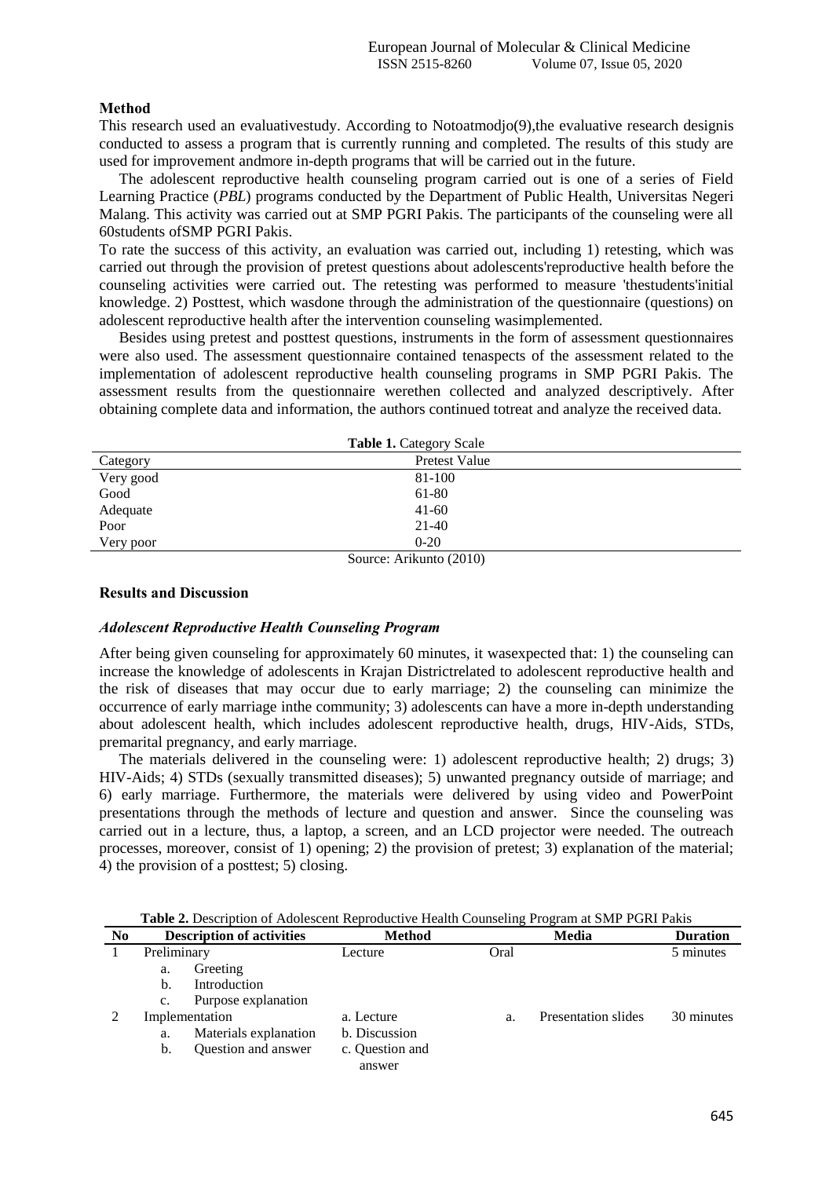## Method

This research used an evaluativestudy. According to Notoatmodjo(9),the evaluative research designis conducted to assess a program that is currently running and completed. The results of this study are used for improvement andmore in-depth programs that will be carried out in the future.

The adolescent reproductive health counseling program carried out is one of a series of Field Learning Practice (*PBL*) programs conducted by the Department of Public Health, Universitas Negeri Malang. This activity was carried out at SMP PGRI Pakis. The participants of the counseling were all 60students ofSMP PGRI Pakis.

To rate the success of this activity, an evaluation was carried out, including 1) retesting, which was carried out through the provision of pretest questions about adolescents'reproductive health before the counseling activities were carried out. The retesting was performed to measure 'thestudents'initial knowledge. 2) Posttest, which wasdone through the administration of the questionnaire (questions) on adolescent reproductive health after the intervention counseling wasimplemented.

Besides using pretest and posttest questions, instruments in the form of assessment questionnaires were also used. The assessment questionnaire contained tenaspects of the assessment related to the implementation of adolescent reproductive health counseling programs in SMP PGRI Pakis. The assessment results from the questionnaire werethen collected and analyzed descriptively. After obtaining complete data and information, the authors continued totreat and analyze the received data.

**Table 1.** Category Scale

| Category | Pretest Value |
|---|---|
| Very good | 81-100 |
| Good | 61-80 |
| Adequate | 41-60 |
| Poor | 21-40 |
| Very poor | 0-20 |

Source: Arikunto (2010)

## Results and Discussion

### *Adolescent Reproductive Health Counseling Program*

After being given counseling for approximately 60 minutes, it wasexpected that: 1) the counseling can increase the knowledge of adolescents in Krajan Districtrelated to adolescent reproductive health and the risk of diseases that may occur due to early marriage; 2) the counseling can minimize the occurrence of early marriage inthe community; 3) adolescents can have a more in-depth understanding about adolescent health, which includes adolescent reproductive health, drugs, HIV-Aids, STDs, premarital pregnancy, and early marriage.

The materials delivered in the counseling were: 1) adolescent reproductive health; 2) drugs; 3) HIV-Aids; 4) STDs (sexually transmitted diseases); 5) unwanted pregnancy outside of marriage; and 6) early marriage. Furthermore, the materials were delivered by using video and PowerPoint presentations through the methods of lecture and question and answer. Since the counseling was carried out in a lecture, thus, a laptop, a screen, and an LCD projector were needed. The outreach processes, moreover, consist of 1) opening; 2) the provision of pretest; 3) explanation of the material; 4) the provision of a posttest; 5) closing.

**Table 2.** Description of Adolescent Reproductive Health Counseling Program at SMP PGRI Pakis

| No | Description of activities | Method | Media | Duration |
|---|---|---|---|---|
| 1 | Preliminary<br>a. Greeting<br>b. Introduction<br>c. Purpose explanation | Lecture | Oral | 5 minutes |
| 2 | Implementation<br>a. Materials explanation<br>b. Question and answer | a. Lecture<br>b. Discussion<br>c. Question and answer | a. Presentation slides | 30 minutes |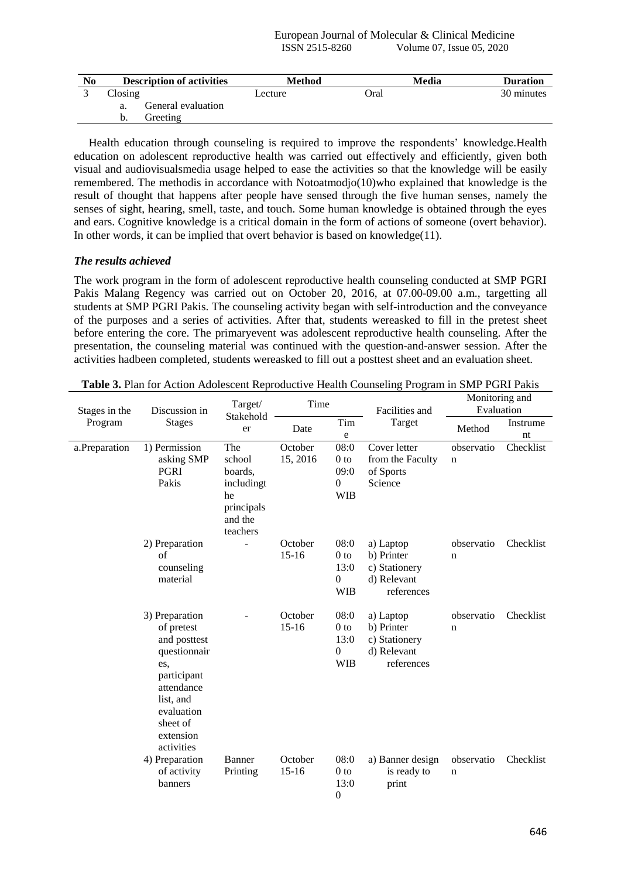| No | Description of activities | Method | Media | Duration |
|---|---|---|---|---|
| 3 | Closing<br>a. General evaluation<br>b. Greeting | Lecture | Oral | 30 minutes |

Health education through counseling is required to improve the respondents' knowledge.Health education on adolescent reproductive health was carried out effectively and efficiently, given both visual and audiovisualsmedia usage helped to ease the activities so that the knowledge will be easily remembered. The methodis in accordance with Notoatmodjo(10)who explained that knowledge is the result of thought that happens after people have sensed through the five human senses, namely the senses of sight, hearing, smell, taste, and touch. Some human knowledge is obtained through the eyes and ears. Cognitive knowledge is a critical domain in the form of actions of someone (overt behavior). In other words, it can be implied that overt behavior is based on knowledge(11).

### *The results achieved*

The work program in the form of adolescent reproductive health counseling conducted at SMP PGRI Pakis Malang Regency was carried out on October 20, 2016, at 07.00-09.00 a.m., targetting all students at SMP PGRI Pakis. The counseling activity began with self-introduction and the conveyance of the purposes and a series of activities. After that, students wereasked to fill in the pretest sheet before entering the core. The primaryevent was adolescent reproductive health counseling. After the presentation, the counseling material was continued with the question-and-answer session. After the activities hadbeen completed, students wereasked to fill out a posttest sheet and an evaluation sheet.

**Table 3.** Plan for Action Adolescent Reproductive Health Counseling Program in SMP PGRI Pakis

| Stages in the Program | Discussion in Stages | Target/ Stakeholder | Time | | Facilities and Target | Monitoring and Evaluation | |
|---|---|---|---|---|---|---|---|
| | | | Date | Time | | Method | Instrument |
| a.Preparation | 1) Permission asking SMP PGRI Pakis | The school boards, includingthe principals and the teachers | October 15, 2016 | 08:00 to 09:00 WIB | Cover letter from the Faculty of Sports Science | observation | Checklist |
| | 2) Preparation of counseling material | - | October 15-16 | 08:00 to 13:00 WIB | a) Laptop<br>b) Printer<br>c) Stationery<br>d) Relevant references | observation | Checklist |
| | 3) Preparation of pretest and posttest questionnaires, participant attendance list, and evaluation sheet of extension activities | - | October 15-16 | 08:00 to 13:00 WIB | a) Laptop<br>b) Printer<br>c) Stationery<br>d) Relevant references | observation | Checklist |
| | 4) Preparation of activity banners | Banner Printing | October 15-16 | 08:00 to 13:00 | a) Banner design is ready to print | observation | Checklist |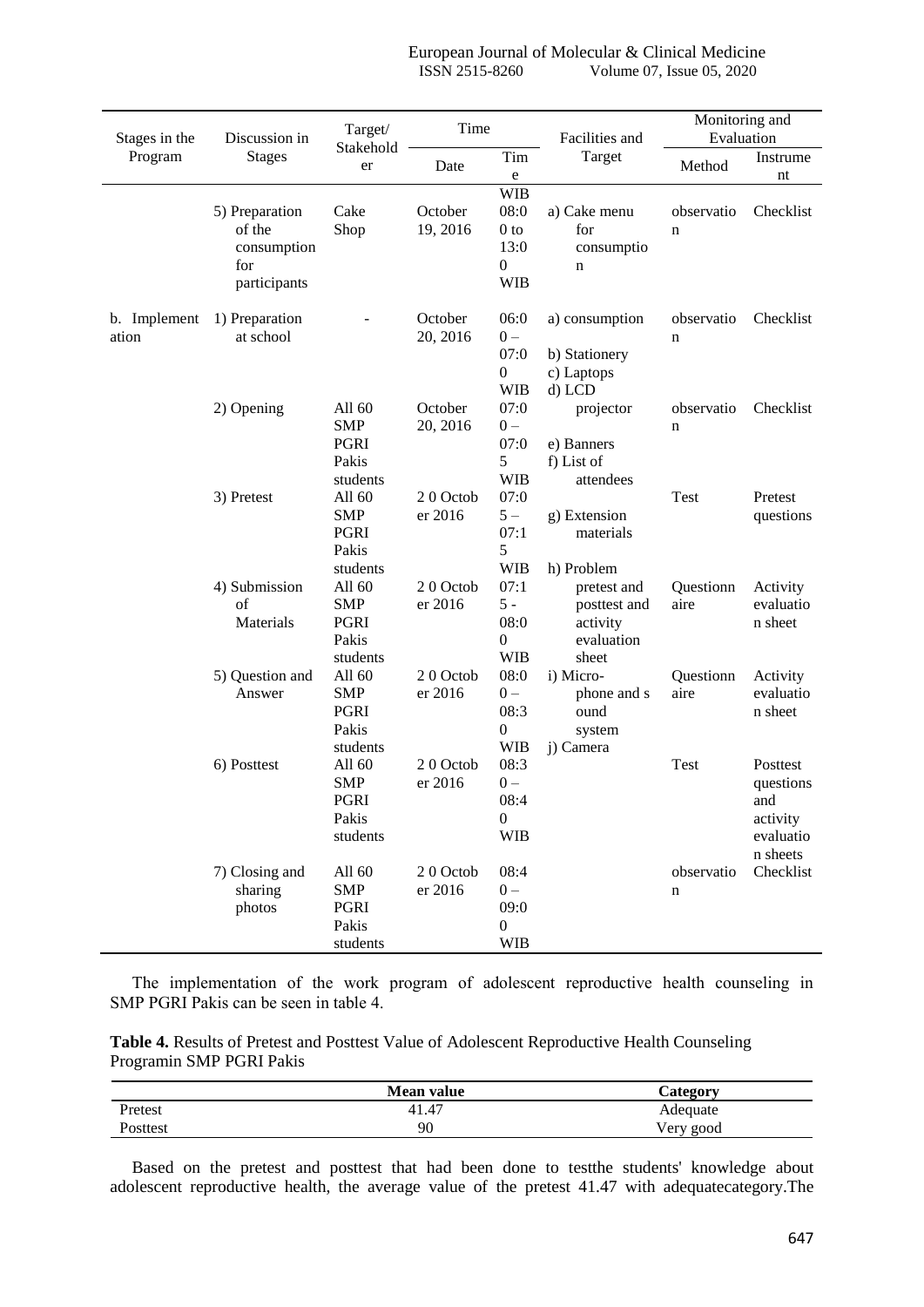| Stages in the Program | Discussion in Stages | Target/ Stakeholder | Time | | Facilities and Target | Monitoring and Evaluation | |
|---|---|---|---|---|---|---|---|
| | | | Date | Time | | Method | Instrument |
| | 5) Preparation of the consumption for participants | Cake Shop | October 19, 2016 | 08:00 to 13:00 WIB | a) Cake menu for consumption | observation | Checklist |
| b. Implementation | 1) Preparation at school | - | October 20, 2016 | 06:00 – 07:00 WIB | a) consumption<br>b) Stationery<br>c) Laptops<br>d) LCD projector<br>e) Banners<br>f) List of attendees<br>g) Extension materials<br>h) Problem pretest and posttest and activity evaluation sheet<br>i) Micro-phone and sound system<br>j) Camera | observation | Checklist |
| | 2) Opening | All 60 SMP PGRI Pakis students | October 20, 2016 | 07:00 – 07:05 WIB | | observation | Checklist |
| | 3) Pretest | All 60 SMP PGRI Pakis students | 2 0 October 2016 | 07:05 – 07:15 WIB | | Test | Pretest questions |
| | 4) Submission of Materials | All 60 SMP PGRI Pakis students | 2 0 October 2016 | 07:15 - 08:00 WIB | | Questionnaire | Activity evaluation sheet |
| | 5) Question and Answer | All 60 SMP PGRI Pakis students | 2 0 October 2016 | 08:00 – 08:30 WIB | | Questionnaire | Activity evaluation sheet |
| | 6) Posttest | All 60 SMP PGRI Pakis students | 2 0 October 2016 | 08:30 – 08:40 WIB | | Test | Posttest questions and activity evaluation sheets |
| | 7) Closing and sharing photos | All 60 SMP PGRI Pakis students | 2 0 October 2016 | 08:40 – 09:00 WIB | | observation | Checklist |

The implementation of the work program of adolescent reproductive health counseling in SMP PGRI Pakis can be seen in table 4.

**Table 4.** Results of Pretest and Posttest Value of Adolescent Reproductive Health Counseling Programin SMP PGRI Pakis

| | **Mean value** | **Category** |
|---|---|---|
| Pretest | 41.47 | Adequate |
| Posttest | 90 | Very good |

Based on the pretest and posttest that had been done to testthe students' knowledge about adolescent reproductive health, the average value of the pretest 41.47 with adequatecategory.The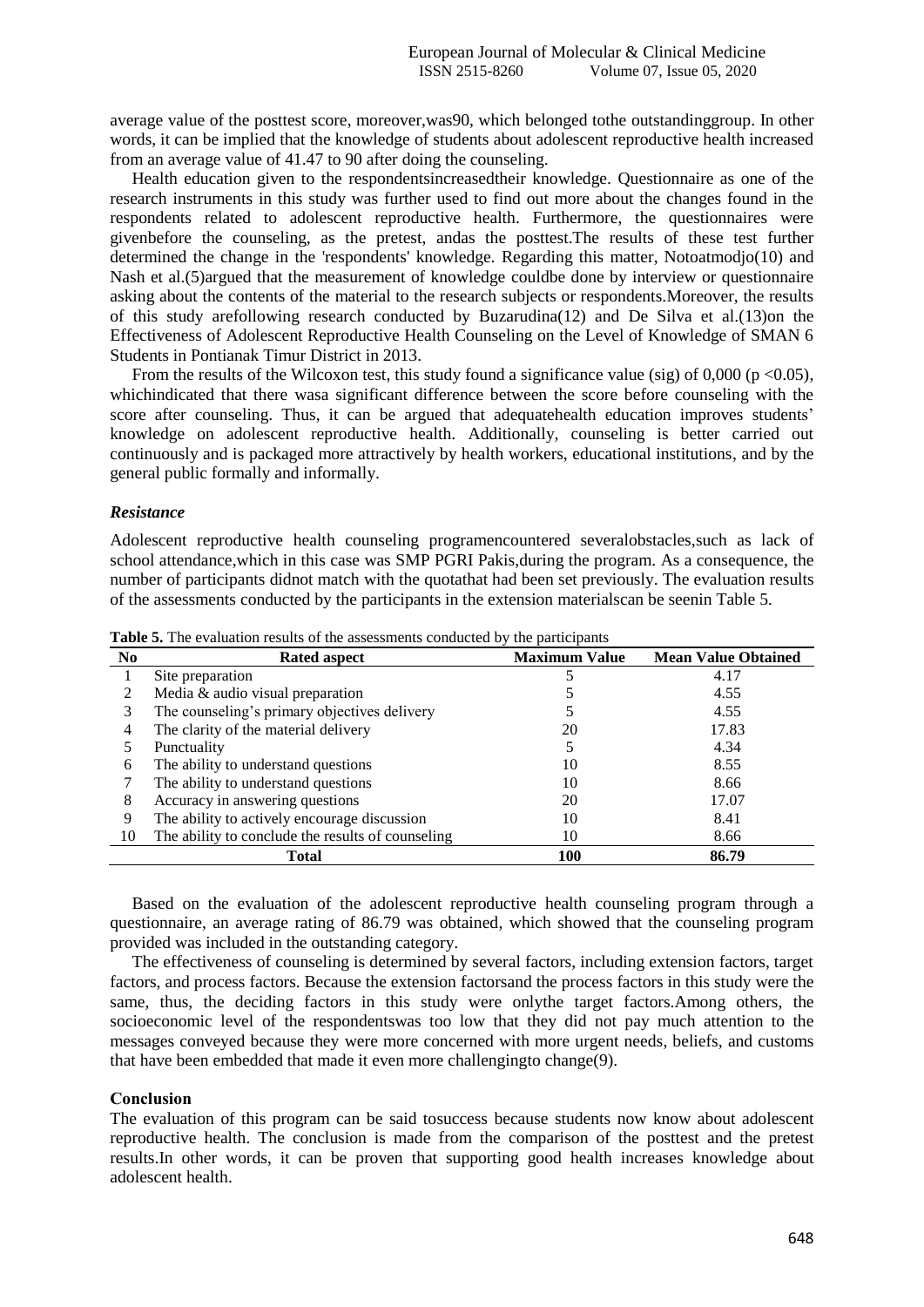average value of the posttest score, moreover,was90, which belonged tothe outstandinggroup. In other words, it can be implied that the knowledge of students about adolescent reproductive health increased from an average value of 41.47 to 90 after doing the counseling.

Health education given to the respondentsincreasedtheir knowledge. Questionnaire as one of the research instruments in this study was further used to find out more about the changes found in the respondents related to adolescent reproductive health. Furthermore, the questionnaires were givenbefore the counseling, as the pretest, andas the posttest.The results of these test further determined the change in the 'respondents' knowledge. Regarding this matter, Notoatmodjo(10) and Nash et al.(5)argued that the measurement of knowledge couldbe done by interview or questionnaire asking about the contents of the material to the research subjects or respondents.Moreover, the results of this study arefollowing research conducted by Buzarudina(12) and De Silva et al.(13)on the Effectiveness of Adolescent Reproductive Health Counseling on the Level of Knowledge of SMAN 6 Students in Pontianak Timur District in 2013.

From the results of the Wilcoxon test, this study found a significance value (sig) of 0,000 ($p < 0.05$), whichindicated that there wasa significant difference between the score before counseling with the score after counseling. Thus, it can be argued that adequatehealth education improves students' knowledge on adolescent reproductive health. Additionally, counseling is better carried out continuously and is packaged more attractively by health workers, educational institutions, and by the general public formally and informally.

### *Resistance*

Adolescent reproductive health counseling programencountered severalobstacles,such as lack of school attendance,which in this case was SMP PGRI Pakis,during the program. As a consequence, the number of participants didnot match with the quotathat had been set previously. The evaluation results of the assessments conducted by the participants in the extension materialscan be seenin Table 5.

**Table 5.** The evaluation results of the assessments conducted by the participants

| No | Rated aspect | Maximum Value | Mean Value Obtained |
|---|---|---|---|
| 1 | Site preparation | 5 | 4.17 |
| 2 | Media & audio visual preparation | 5 | 4.55 |
| 3 | The counseling's primary objectives delivery | 5 | 4.55 |
| 4 | The clarity of the material delivery | 20 | 17.83 |
| 5 | Punctuality | 5 | 4.34 |
| 6 | The ability to understand questions | 10 | 8.55 |
| 7 | The ability to understand questions | 10 | 8.66 |
| 8 | Accuracy in answering questions | 20 | 17.07 |
| 9 | The ability to actively encourage discussion | 10 | 8.41 |
| 10 | The ability to conclude the results of counseling | 10 | 8.66 |
| | **Total** | **100** | **86.79** |

Based on the evaluation of the adolescent reproductive health counseling program through a questionnaire, an average rating of 86.79 was obtained, which showed that the counseling program provided was included in the outstanding category.

The effectiveness of counseling is determined by several factors, including extension factors, target factors, and process factors. Because the extension factorsand the process factors in this study were the same, thus, the deciding factors in this study were onlythe target factors.Among others, the socioeconomic level of the respondentswas too low that they did not pay much attention to the messages conveyed because they were more concerned with more urgent needs, beliefs, and customs that have been embedded that made it even more challengingto change(9).

## Conclusion

The evaluation of this program can be said tosuccess because students now know about adolescent reproductive health. The conclusion is made from the comparison of the posttest and the pretest results.In other words, it can be proven that supporting good health increases knowledge about adolescent health.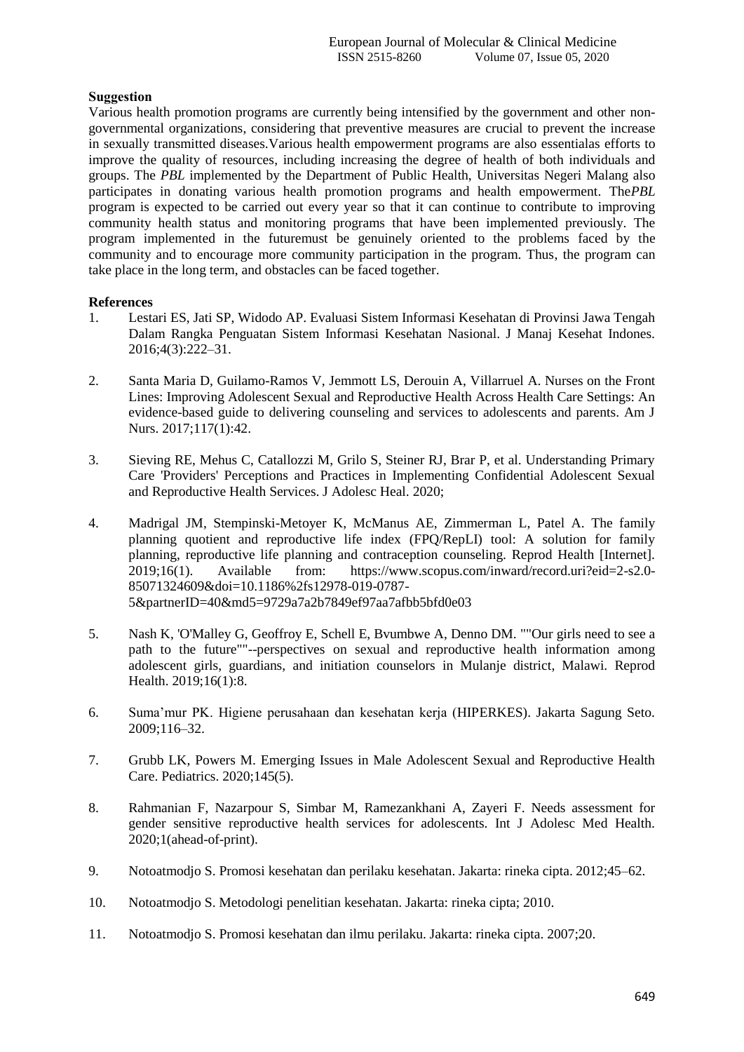**Suggestion**

Various health promotion programs are currently being intensified by the government and other non-governmental organizations, considering that preventive measures are crucial to prevent the increase in sexually transmitted diseases.Various health empowerment programs are also essentialas efforts to improve the quality of resources, including increasing the degree of health of both individuals and groups. The *PBL* implemented by the Department of Public Health, Universitas Negeri Malang also participates in donating various health promotion programs and health empowerment. The*PBL* program is expected to be carried out every year so that it can continue to contribute to improving community health status and monitoring programs that have been implemented previously. The program implemented in the futuremust be genuinely oriented to the problems faced by the community and to encourage more community participation in the program. Thus, the program can take place in the long term, and obstacles can be faced together.

**References**

1. Lestari ES, Jati SP, Widodo AP. Evaluasi Sistem Informasi Kesehatan di Provinsi Jawa Tengah Dalam Rangka Penguatan Sistem Informasi Kesehatan Nasional. J Manaj Kesehat Indones. 2016;4(3):222–31.

2. Santa Maria D, Guilamo-Ramos V, Jemmott LS, Derouin A, Villarruel A. Nurses on the Front Lines: Improving Adolescent Sexual and Reproductive Health Across Health Care Settings: An evidence-based guide to delivering counseling and services to adolescents and parents. Am J Nurs. 2017;117(1):42.

3. Sieving RE, Mehus C, Catallozzi M, Grilo S, Steiner RJ, Brar P, et al. Understanding Primary Care 'Providers' Perceptions and Practices in Implementing Confidential Adolescent Sexual and Reproductive Health Services. J Adolesc Heal. 2020;

4. Madrigal JM, Stempinski-Metoyer K, McManus AE, Zimmerman L, Patel A. The family planning quotient and reproductive life index (FPQ/RepLI) tool: A solution for family planning, reproductive life planning and contraception counseling. Reprod Health [Internet]. 2019;16(1). Available from: https://www.scopus.com/inward/record.uri?eid=2-s2.0-85071324609&doi=10.1186%2fs12978-019-0787-5&partnerID=40&md5=9729a7a2b7849ef97aa7afbb5bfd0e03

5. Nash K, 'O'Malley G, Geoffroy E, Schell E, Bvumbwe A, Denno DM. ""Our girls need to see a path to the future""--perspectives on sexual and reproductive health information among adolescent girls, guardians, and initiation counselors in Mulanje district, Malawi. Reprod Health. 2019;16(1):8.

6. Suma'mur PK. Higiene perusahaan dan kesehatan kerja (HIPERKES). Jakarta Sagung Seto. 2009;116–32.

7. Grubb LK, Powers M. Emerging Issues in Male Adolescent Sexual and Reproductive Health Care. Pediatrics. 2020;145(5).

8. Rahmanian F, Nazarpour S, Simbar M, Ramezankhani A, Zayeri F. Needs assessment for gender sensitive reproductive health services for adolescents. Int J Adolesc Med Health. 2020;1(ahead-of-print).

9. Notoatmodjo S. Promosi kesehatan dan perilaku kesehatan. Jakarta: rineka cipta. 2012;45–62.

10. Notoatmodjo S. Metodologi penelitian kesehatan. Jakarta: rineka cipta; 2010.

11. Notoatmodjo S. Promosi kesehatan dan ilmu perilaku. Jakarta: rineka cipta. 2007;20.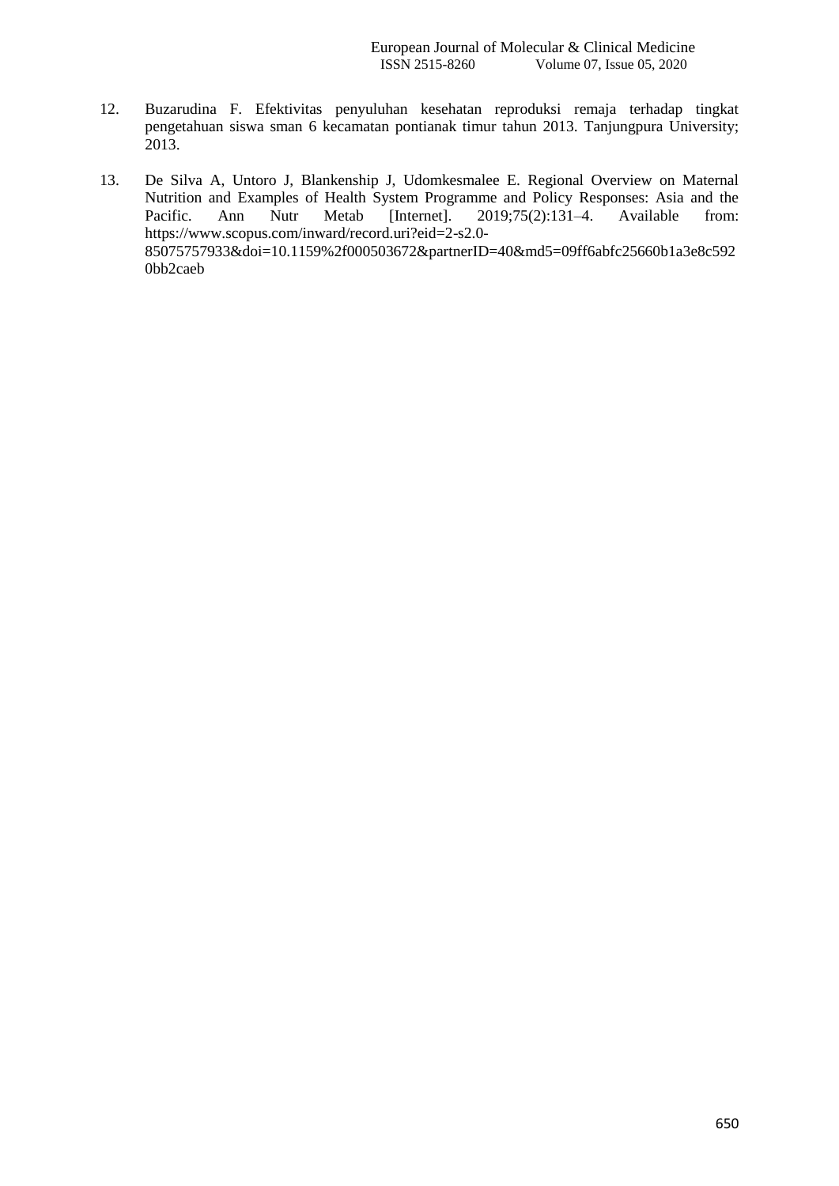12. Buzarudina F. Efektivitas penyuluhan kesehatan reproduksi remaja terhadap tingkat pengetahuan siswa sman 6 kecamatan pontianak timur tahun 2013. Tanjungpura University; 2013.

13. De Silva A, Untoro J, Blankenship J, Udomkesmalee E. Regional Overview on Maternal Nutrition and Examples of Health System Programme and Policy Responses: Asia and the Pacific. Ann Nutr Metab [Internet]. 2019;75(2):131–4. Available from: https://www.scopus.com/inward/record.uri?eid=2-s2.0-85075757933&doi=10.1159%2f000503672&partnerID=40&md5=09ff6abfc25660b1a3e8c5920bb2caeb